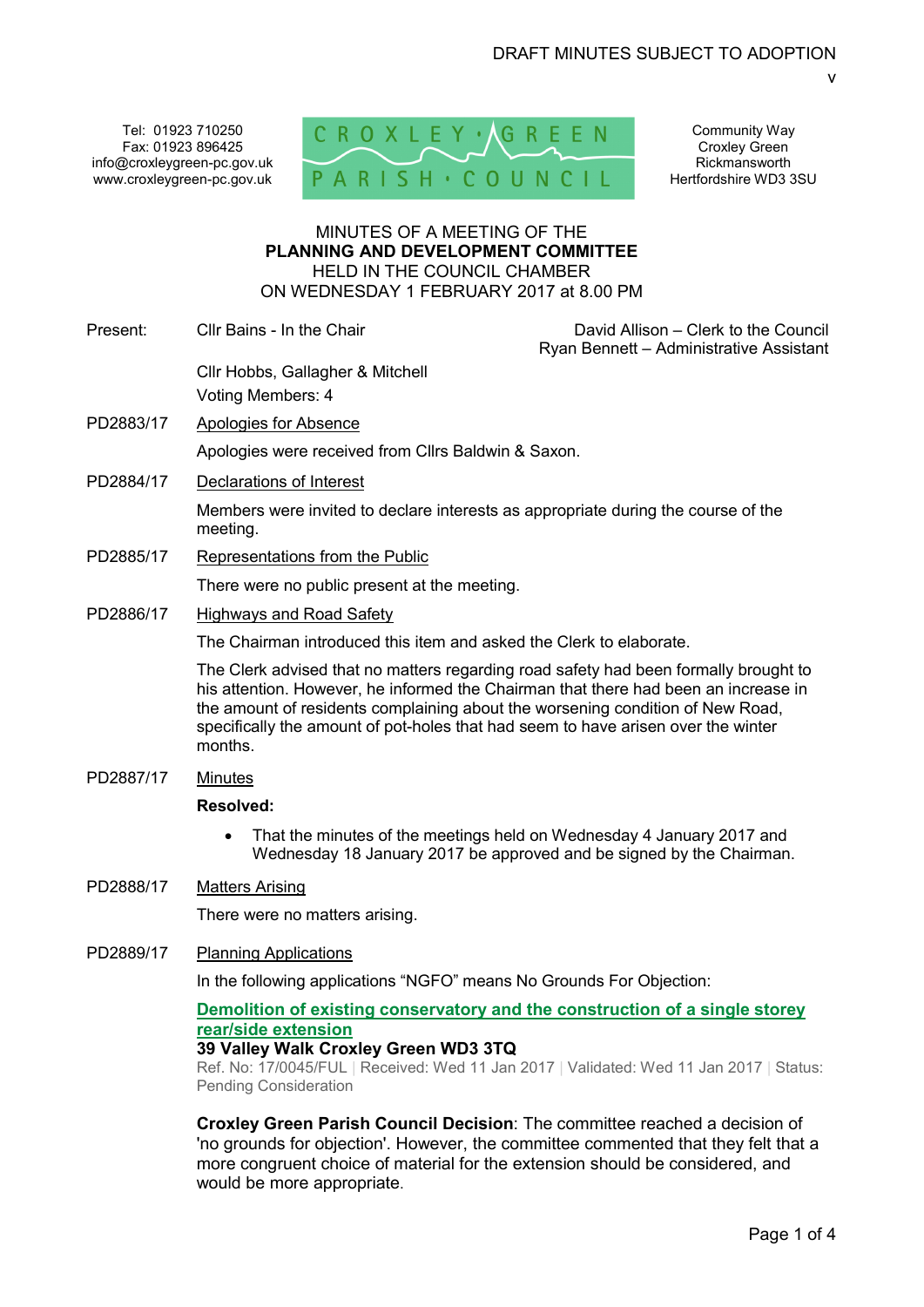DRAFT MINUTES SUBJECT TO ADOPTION

v

Tel: 01923 710250
Fax: 01923 896425
info@croxleygreen-pc.gov.uk
www.croxleygreen-pc.gov.uk

CROXLEY GREEN PARISH COUNCIL

Community Way
Croxley Green
Rickmansworth
Hertfordshire WD3 3SU

MINUTES OF A MEETING OF THE
**PLANNING AND DEVELOPMENT COMMITTEE**
HELD IN THE COUNCIL CHAMBER
ON WEDNESDAY 1 FEBRUARY 2017 at 8.00 PM

Present: Cllr Bains - In the Chair

David Allison – Clerk to the Council
Ryan Bennett – Administrative Assistant

Cllr Hobbs, Gallagher & Mitchell

Voting Members: 4

PD2883/17 Apologies for Absence

Apologies were received from Cllrs Baldwin & Saxon.

PD2884/17 Declarations of Interest

Members were invited to declare interests as appropriate during the course of the meeting.

PD2885/17 Representations from the Public

There were no public present at the meeting.

PD2886/17 Highways and Road Safety

The Chairman introduced this item and asked the Clerk to elaborate.

The Clerk advised that no matters regarding road safety had been formally brought to his attention. However, he informed the Chairman that there had been an increase in the amount of residents complaining about the worsening condition of New Road, specifically the amount of pot-holes that had seem to have arisen over the winter months.

PD2887/17 Minutes

**Resolved:**

- That the minutes of the meetings held on Wednesday 4 January 2017 and Wednesday 18 January 2017 be approved and be signed by the Chairman.

PD2888/17 Matters Arising

There were no matters arising.

PD2889/17 Planning Applications

In the following applications "NGFO" means No Grounds For Objection:

**Demolition of existing conservatory and the construction of a single storey rear/side extension**
**39 Valley Walk Croxley Green WD3 3TQ**
Ref. No: 17/0045/FUL | Received: Wed 11 Jan 2017 | Validated: Wed 11 Jan 2017 | Status: Pending Consideration

**Croxley Green Parish Council Decision**: The committee reached a decision of 'no grounds for objection'. However, the committee commented that they felt that a more congruent choice of material for the extension should be considered, and would be more appropriate.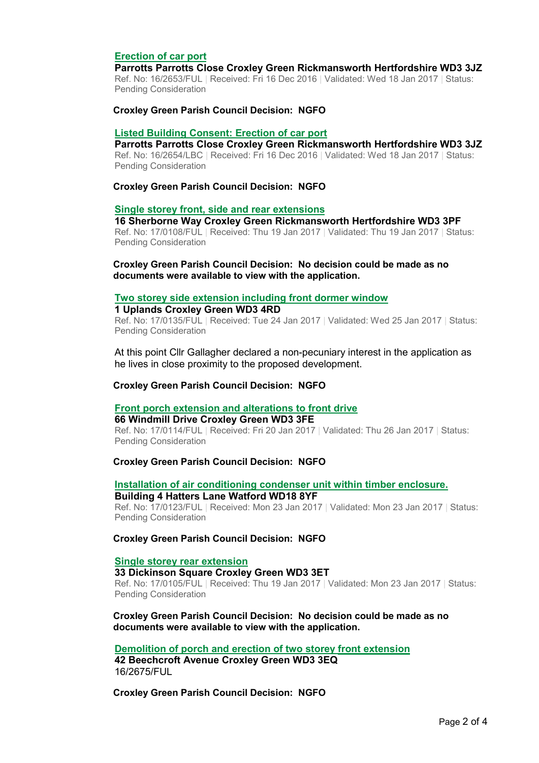**Erection of car port**

**Parrotts Parrotts Close Croxley Green Rickmansworth Hertfordshire WD3 3JZ**

Ref. No: 16/2653/FUL | Received: Fri 16 Dec 2016 | Validated: Wed 18 Jan 2017 | Status: Pending Consideration

**Croxley Green Parish Council Decision: NGFO**

**Listed Building Consent: Erection of car port**

**Parrotts Parrotts Close Croxley Green Rickmansworth Hertfordshire WD3 3JZ**

Ref. No: 16/2654/LBC | Received: Fri 16 Dec 2016 | Validated: Wed 18 Jan 2017 | Status: Pending Consideration

**Croxley Green Parish Council Decision: NGFO**

**Single storey front, side and rear extensions**

**16 Sherborne Way Croxley Green Rickmansworth Hertfordshire WD3 3PF**

Ref. No: 17/0108/FUL | Received: Thu 19 Jan 2017 | Validated: Thu 19 Jan 2017 | Status: Pending Consideration

**Croxley Green Parish Council Decision: No decision could be made as no documents were available to view with the application.**

**Two storey side extension including front dormer window**

**1 Uplands Croxley Green WD3 4RD**

Ref. No: 17/0135/FUL | Received: Tue 24 Jan 2017 | Validated: Wed 25 Jan 2017 | Status: Pending Consideration

At this point Cllr Gallagher declared a non-pecuniary interest in the application as he lives in close proximity to the proposed development.

**Croxley Green Parish Council Decision: NGFO**

**Front porch extension and alterations to front drive**

**66 Windmill Drive Croxley Green WD3 3FE**

Ref. No: 17/0114/FUL | Received: Fri 20 Jan 2017 | Validated: Thu 26 Jan 2017 | Status: Pending Consideration

**Croxley Green Parish Council Decision: NGFO**

**Installation of air conditioning condenser unit within timber enclosure.**

**Building 4 Hatters Lane Watford WD18 8YF**

Ref. No: 17/0123/FUL | Received: Mon 23 Jan 2017 | Validated: Mon 23 Jan 2017 | Status: Pending Consideration

**Croxley Green Parish Council Decision: NGFO**

**Single storey rear extension**

**33 Dickinson Square Croxley Green WD3 3ET**

Ref. No: 17/0105/FUL | Received: Thu 19 Jan 2017 | Validated: Mon 23 Jan 2017 | Status: Pending Consideration

**Croxley Green Parish Council Decision: No decision could be made as no documents were available to view with the application.**

**Demolition of porch and erection of two storey front extension**

**42 Beechcroft Avenue Croxley Green WD3 3EQ**

16/2675/FUL

**Croxley Green Parish Council Decision: NGFO**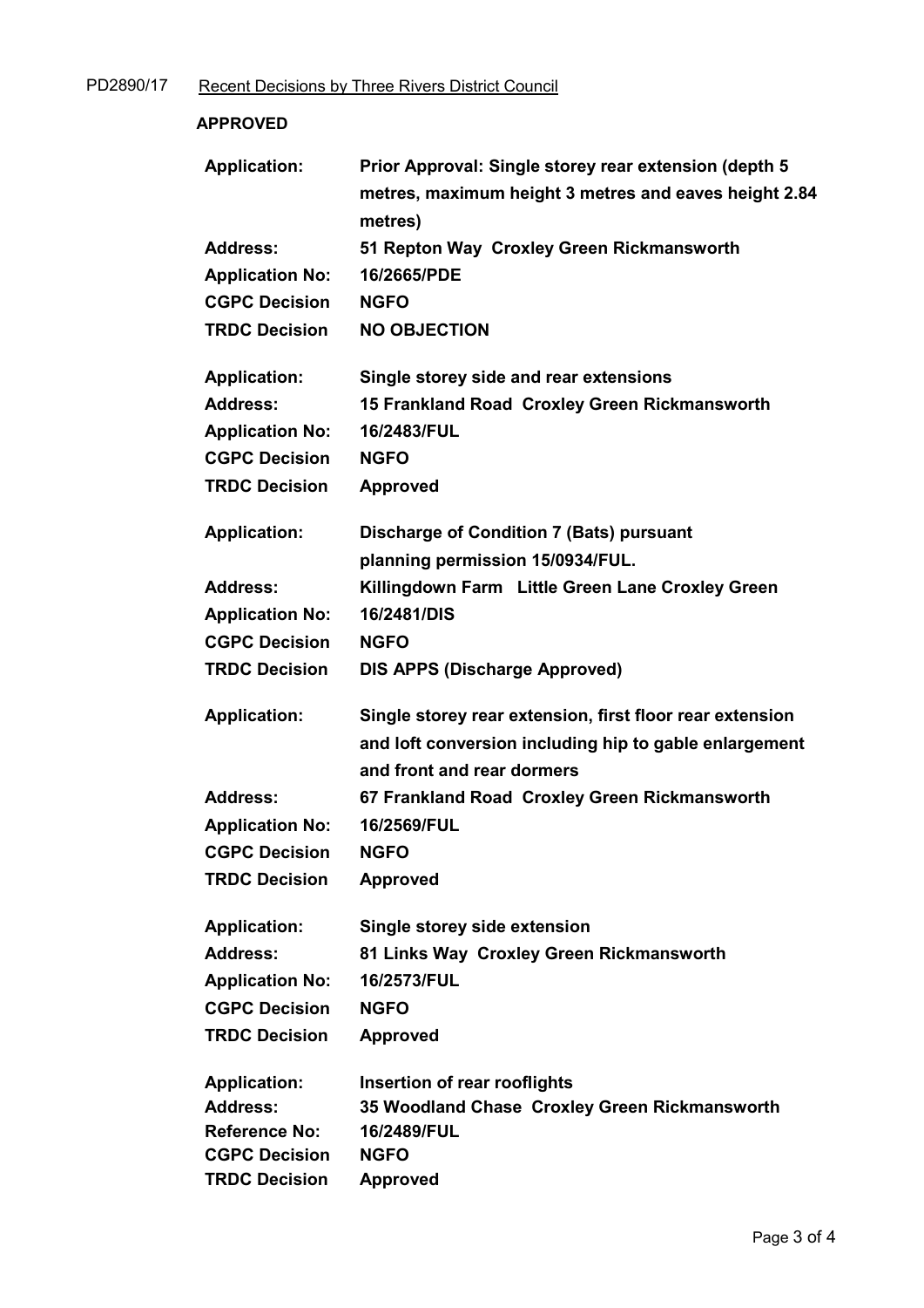PD2890/17 Recent Decisions by Three Rivers District Council

**APPROVED**

| | |
|---|---|
| **Application:** | **Prior Approval: Single storey rear extension (depth 5 metres, maximum height 3 metres and eaves height 2.84 metres)** |
| **Address:** | **51 Repton Way Croxley Green Rickmansworth** |
| **Application No:** | **16/2665/PDE** |
| **CGPC Decision** | **NGFO** |
| **TRDC Decision** | **NO OBJECTION** |

| | |
|---|---|
| **Application:** | **Single storey side and rear extensions** |
| **Address:** | **15 Frankland Road Croxley Green Rickmansworth** |
| **Application No:** | **16/2483/FUL** |
| **CGPC Decision** | **NGFO** |
| **TRDC Decision** | **Approved** |

| | |
|---|---|
| **Application:** | **Discharge of Condition 7 (Bats) pursuant planning permission 15/0934/FUL.** |
| **Address:** | **Killingdown Farm Little Green Lane Croxley Green** |
| **Application No:** | **16/2481/DIS** |
| **CGPC Decision** | **NGFO** |
| **TRDC Decision** | **DIS APPS (Discharge Approved)** |

| | |
|---|---|
| **Application:** | **Single storey rear extension, first floor rear extension and loft conversion including hip to gable enlargement and front and rear dormers** |
| **Address:** | **67 Frankland Road Croxley Green Rickmansworth** |
| **Application No:** | **16/2569/FUL** |
| **CGPC Decision** | **NGFO** |
| **TRDC Decision** | **Approved** |

| | |
|---|---|
| **Application:** | **Single storey side extension** |
| **Address:** | **81 Links Way Croxley Green Rickmansworth** |
| **Application No:** | **16/2573/FUL** |
| **CGPC Decision** | **NGFO** |
| **TRDC Decision** | **Approved** |

| | |
|---|---|
| **Application:** | **Insertion of rear rooflights** |
| **Address:** | **35 Woodland Chase Croxley Green Rickmansworth** |
| **Reference No:** | **16/2489/FUL** |
| **CGPC Decision** | **NGFO** |
| **TRDC Decision** | **Approved** |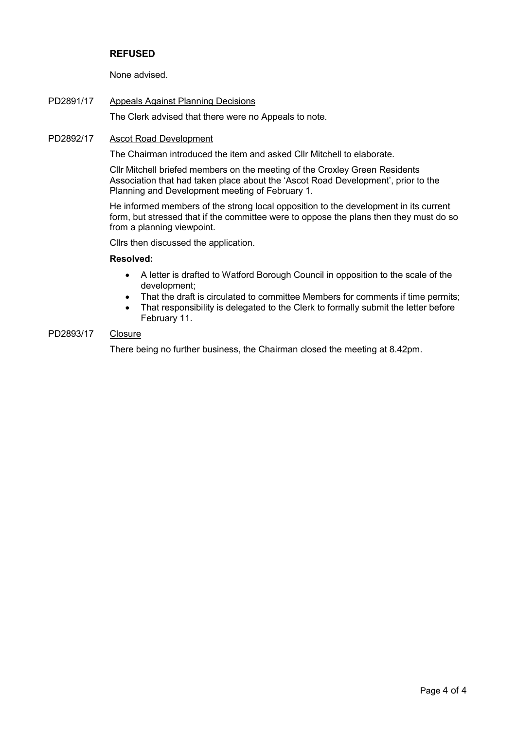**REFUSED**

None advised.

PD2891/17 Appeals Against Planning Decisions

The Clerk advised that there were no Appeals to note.

PD2892/17 Ascot Road Development

The Chairman introduced the item and asked Cllr Mitchell to elaborate.

Cllr Mitchell briefed members on the meeting of the Croxley Green Residents Association that had taken place about the 'Ascot Road Development', prior to the Planning and Development meeting of February 1.

He informed members of the strong local opposition to the development in its current form, but stressed that if the committee were to oppose the plans then they must do so from a planning viewpoint.

Cllrs then discussed the application.

**Resolved:**

- A letter is drafted to Watford Borough Council in opposition to the scale of the development;
- That the draft is circulated to committee Members for comments if time permits;
- That responsibility is delegated to the Clerk to formally submit the letter before February 11.

PD2893/17 Closure

There being no further business, the Chairman closed the meeting at 8.42pm.